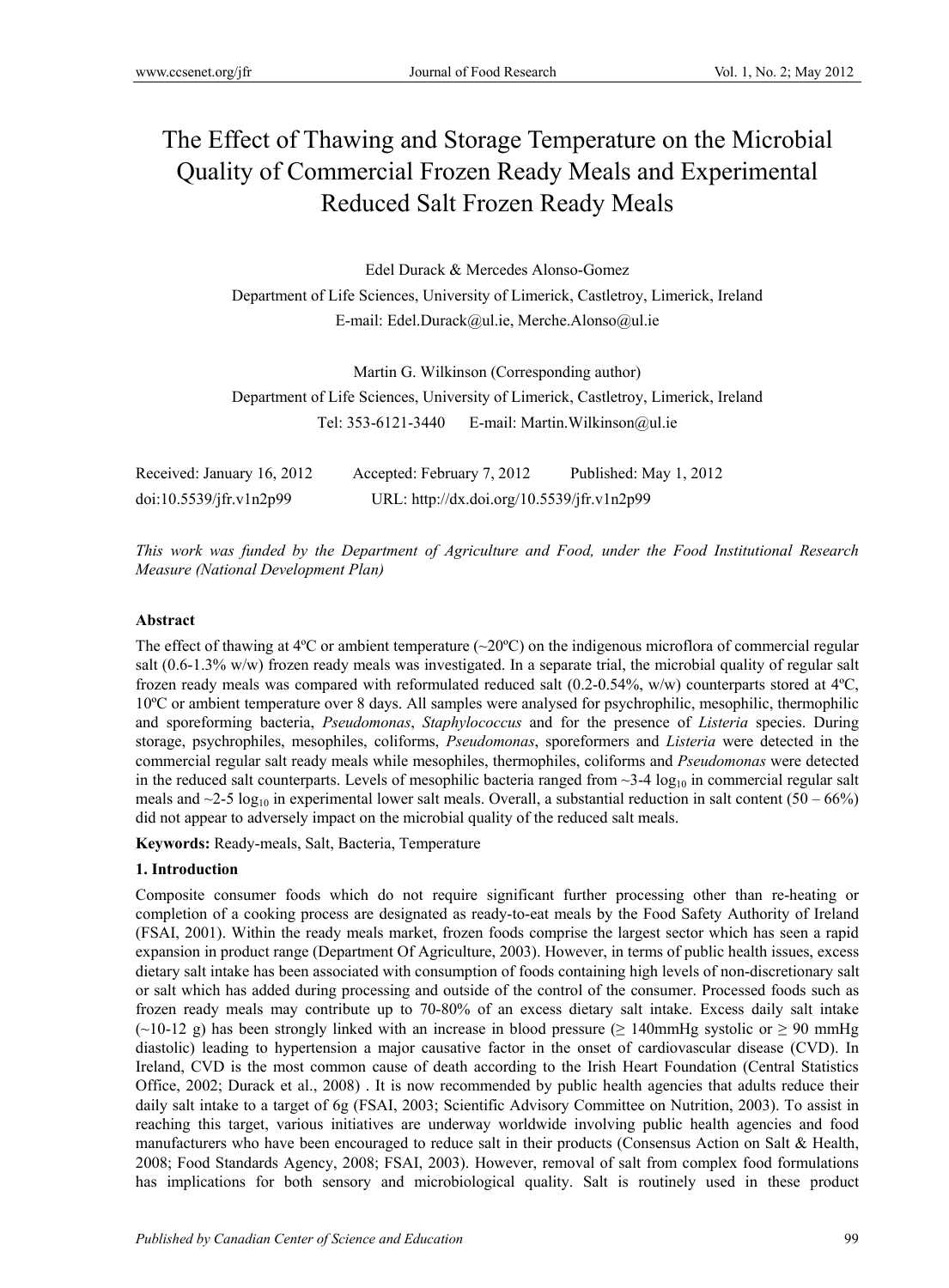# The Effect of Thawing and Storage Temperature on the Microbial Quality of Commercial Frozen Ready Meals and Experimental Reduced Salt Frozen Ready Meals

Edel Durack & Mercedes Alonso-Gomez

Department of Life Sciences, University of Limerick, Castletroy, Limerick, Ireland

E-mail: Edel.Durack@ul.ie, Merche.Alonso@ul.ie

Martin G. Wilkinson (Corresponding author)

Department of Life Sciences, University of Limerick, Castletroy, Limerick, Ireland

Tel: 353-6121-3440 E-mail: Martin.Wilkinson@ul.ie

Received: January 16, 2012 Accepted: February 7, 2012 Published: May 1, 2012

doi:10.5539/jfr.v1n2p99 URL: http://dx.doi.org/10.5539/jfr.v1n2p99

*This work was funded by the Department of Agriculture and Food, under the Food Institutional Research Measure (National Development Plan)*

**Abstract**

The effect of thawing at 4ºC or ambient temperature (~20ºC) on the indigenous microflora of commercial regular salt (0.6-1.3% w/w) frozen ready meals was investigated. In a separate trial, the microbial quality of regular salt frozen ready meals was compared with reformulated reduced salt (0.2-0.54%, w/w) counterparts stored at 4ºC, 10ºC or ambient temperature over 8 days. All samples were analysed for psychrophilic, mesophilic, thermophilic and sporeforming bacteria, *Pseudomonas*, *Staphylococcus* and for the presence of *Listeria* species. During storage, psychrophiles, mesophiles, coliforms, *Pseudomonas*, sporeformers and *Listeria* were detected in the commercial regular salt ready meals while mesophiles, thermophiles, coliforms and *Pseudomonas* were detected in the reduced salt counterparts. Levels of mesophilic bacteria ranged from ~3-4 $\log_{10}$ in commercial regular salt meals and ~2-5 $\log_{10}$ in experimental lower salt meals. Overall, a substantial reduction in salt content (50 – 66%) did not appear to adversely impact on the microbial quality of the reduced salt meals.

**Keywords:** Ready-meals, Salt, Bacteria, Temperature

## 1. Introduction

Composite consumer foods which do not require significant further processing other than re-heating or completion of a cooking process are designated as ready-to-eat meals by the Food Safety Authority of Ireland (FSAI, 2001). Within the ready meals market, frozen foods comprise the largest sector which has seen a rapid expansion in product range (Department Of Agriculture, 2003). However, in terms of public health issues, excess dietary salt intake has been associated with consumption of foods containing high levels of non-discretionary salt or salt which has added during processing and outside of the control of the consumer. Processed foods such as frozen ready meals may contribute up to 70-80% of an excess dietary salt intake. Excess daily salt intake (~10-12 g) has been strongly linked with an increase in blood pressure (≥ 140mmHg systolic or ≥ 90 mmHg diastolic) leading to hypertension a major causative factor in the onset of cardiovascular disease (CVD). In Ireland, CVD is the most common cause of death according to the Irish Heart Foundation (Central Statistics Office, 2002; Durack et al., 2008) . It is now recommended by public health agencies that adults reduce their daily salt intake to a target of 6g (FSAI, 2003; Scientific Advisory Committee on Nutrition, 2003). To assist in reaching this target, various initiatives are underway worldwide involving public health agencies and food manufacturers who have been encouraged to reduce salt in their products (Consensus Action on Salt & Health, 2008; Food Standards Agency, 2008; FSAI, 2003). However, removal of salt from complex food formulations has implications for both sensory and microbiological quality. Salt is routinely used in these product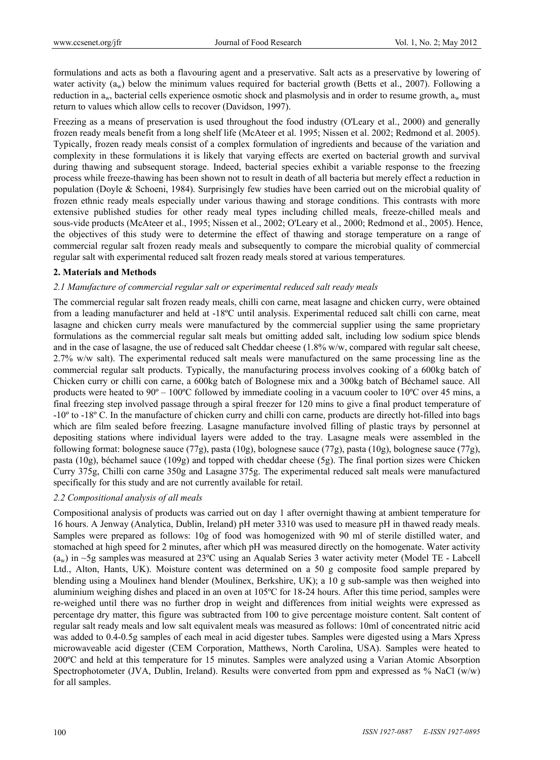formulations and acts as both a flavouring agent and a preservative. Salt acts as a preservative by lowering of water activity ($a_w$) below the minimum values required for bacterial growth (Betts et al., 2007). Following a reduction in $a_w$, bacterial cells experience osmotic shock and plasmolysis and in order to resume growth, $a_w$ must return to values which allow cells to recover (Davidson, 1997).

Freezing as a means of preservation is used throughout the food industry (O'Leary et al., 2000) and generally frozen ready meals benefit from a long shelf life (McAteer et al. 1995; Nissen et al. 2002; Redmond et al. 2005). Typically, frozen ready meals consist of a complex formulation of ingredients and because of the variation and complexity in these formulations it is likely that varying effects are exerted on bacterial growth and survival during thawing and subsequent storage. Indeed, bacterial species exhibit a variable response to the freezing process while freeze-thawing has been shown not to result in death of all bacteria but merely effect a reduction in population (Doyle & Schoeni, 1984). Surprisingly few studies have been carried out on the microbial quality of frozen ethnic ready meals especially under various thawing and storage conditions. This contrasts with more extensive published studies for other ready meal types including chilled meals, freeze-chilled meals and sous-vide products (McAteer et al., 1995; Nissen et al., 2002; O'Leary et al., 2000; Redmond et al., 2005). Hence, the objectives of this study were to determine the effect of thawing and storage temperature on a range of commercial regular salt frozen ready meals and subsequently to compare the microbial quality of commercial regular salt with experimental reduced salt frozen ready meals stored at various temperatures.

## 2. Materials and Methods

### *2.1 Manufacture of commercial regular salt or experimental reduced salt ready meals*

The commercial regular salt frozen ready meals, chilli con carne, meat lasagne and chicken curry, were obtained from a leading manufacturer and held at -18ºC until analysis. Experimental reduced salt chilli con carne, meat lasagne and chicken curry meals were manufactured by the commercial supplier using the same proprietary formulations as the commercial regular salt meals but omitting added salt, including low sodium spice blends and in the case of lasagne, the use of reduced salt Cheddar cheese (1.8% w/w, compared with regular salt cheese, 2.7% w/w salt). The experimental reduced salt meals were manufactured on the same processing line as the commercial regular salt products. Typically, the manufacturing process involves cooking of a 600kg batch of Chicken curry or chilli con carne, a 600kg batch of Bolognese mix and a 300kg batch of Béchamel sauce. All products were heated to 90º – 100ºC followed by immediate cooling in a vacuum cooler to 10ºC over 45 mins, a final freezing step involved passage through a spiral freezer for 120 mins to give a final product temperature of -10º to -18º C. In the manufacture of chicken curry and chilli con carne, products are directly hot-filled into bags which are film sealed before freezing. Lasagne manufacture involved filling of plastic trays by personnel at depositing stations where individual layers were added to the tray. Lasagne meals were assembled in the following format: bolognese sauce (77g), pasta (10g), bolognese sauce (77g), pasta (10g), bolognese sauce (77g), pasta (10g), béchamel sauce (109g) and topped with cheddar cheese (5g). The final portion sizes were Chicken Curry 375g, Chilli con carne 350g and Lasagne 375g. The experimental reduced salt meals were manufactured specifically for this study and are not currently available for retail.

### *2.2 Compositional analysis of all meals*

Compositional analysis of products was carried out on day 1 after overnight thawing at ambient temperature for 16 hours. A Jenway (Analytica, Dublin, Ireland) pH meter 3310 was used to measure pH in thawed ready meals. Samples were prepared as follows: 10g of food was homogenized with 90 ml of sterile distilled water, and stomached at high speed for 2 minutes, after which pH was measured directly on the homogenate. Water activity ($a_w$) in ~5g samples was measured at 23ºC using an Aqualab Series 3 water activity meter (Model TE - Labcell Ltd., Alton, Hants, UK). Moisture content was determined on a 50 g composite food sample prepared by blending using a Moulinex hand blender (Moulinex, Berkshire, UK); a 10 g sub-sample was then weighed into aluminium weighing dishes and placed in an oven at 105ºC for 18-24 hours. After this time period, samples were re-weighed until there was no further drop in weight and differences from initial weights were expressed as percentage dry matter, this figure was subtracted from 100 to give percentage moisture content. Salt content of regular salt ready meals and low salt equivalent meals was measured as follows: 10ml of concentrated nitric acid was added to 0.4-0.5g samples of each meal in acid digester tubes. Samples were digested using a Mars Xpress microwaveable acid digester (CEM Corporation, Matthews, North Carolina, USA). Samples were heated to 200ºC and held at this temperature for 15 minutes. Samples were analyzed using a Varian Atomic Absorption Spectrophotometer (JVA, Dublin, Ireland). Results were converted from ppm and expressed as % NaCl (w/w) for all samples.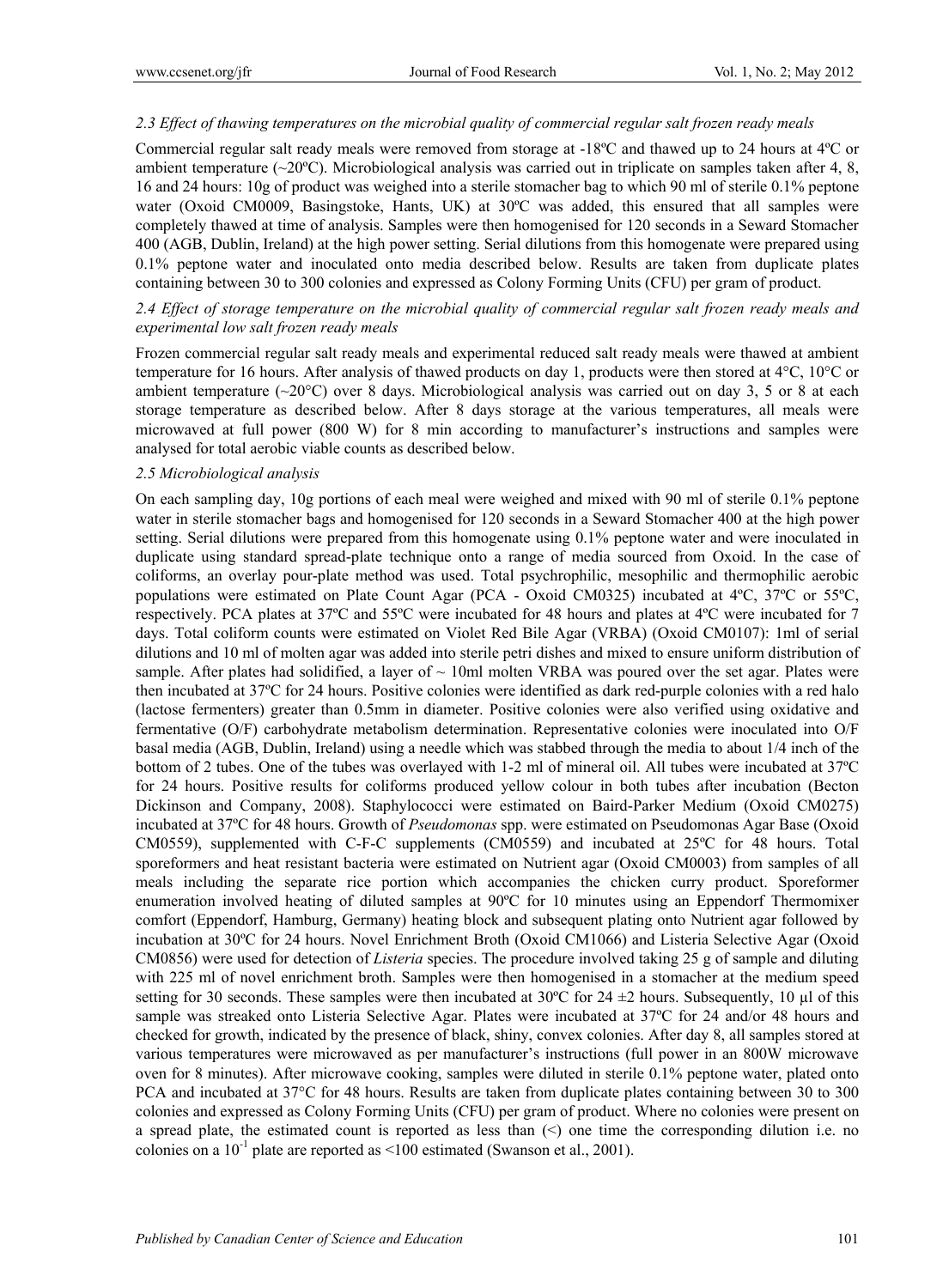### 2.3 Effect of thawing temperatures on the microbial quality of commercial regular salt frozen ready meals

Commercial regular salt ready meals were removed from storage at -18ºC and thawed up to 24 hours at 4ºC or ambient temperature (~20ºC). Microbiological analysis was carried out in triplicate on samples taken after 4, 8, 16 and 24 hours: 10g of product was weighed into a sterile stomacher bag to which 90 ml of sterile 0.1% peptone water (Oxoid CM0009, Basingstoke, Hants, UK) at 30ºC was added, this ensured that all samples were completely thawed at time of analysis. Samples were then homogenised for 120 seconds in a Seward Stomacher 400 (AGB, Dublin, Ireland) at the high power setting. Serial dilutions from this homogenate were prepared using 0.1% peptone water and inoculated onto media described below. Results are taken from duplicate plates containing between 30 to 300 colonies and expressed as Colony Forming Units (CFU) per gram of product.

### 2.4 Effect of storage temperature on the microbial quality of commercial regular salt frozen ready meals and experimental low salt frozen ready meals

Frozen commercial regular salt ready meals and experimental reduced salt ready meals were thawed at ambient temperature for 16 hours. After analysis of thawed products on day 1, products were then stored at 4°C, 10°C or ambient temperature (~20°C) over 8 days. Microbiological analysis was carried out on day 3, 5 or 8 at each storage temperature as described below. After 8 days storage at the various temperatures, all meals were microwaved at full power (800 W) for 8 min according to manufacturer's instructions and samples were analysed for total aerobic viable counts as described below.

### 2.5 Microbiological analysis

On each sampling day, 10g portions of each meal were weighed and mixed with 90 ml of sterile 0.1% peptone water in sterile stomacher bags and homogenised for 120 seconds in a Seward Stomacher 400 at the high power setting. Serial dilutions were prepared from this homogenate using 0.1% peptone water and were inoculated in duplicate using standard spread-plate technique onto a range of media sourced from Oxoid. In the case of coliforms, an overlay pour-plate method was used. Total psychrophilic, mesophilic and thermophilic aerobic populations were estimated on Plate Count Agar (PCA - Oxoid CM0325) incubated at 4ºC, 37ºC or 55ºC, respectively. PCA plates at 37ºC and 55ºC were incubated for 48 hours and plates at 4ºC were incubated for 7 days. Total coliform counts were estimated on Violet Red Bile Agar (VRBA) (Oxoid CM0107): 1ml of serial dilutions and 10 ml of molten agar was added into sterile petri dishes and mixed to ensure uniform distribution of sample. After plates had solidified, a layer of ~ 10ml molten VRBA was poured over the set agar. Plates were then incubated at 37ºC for 24 hours. Positive colonies were identified as dark red-purple colonies with a red halo (lactose fermenters) greater than 0.5mm in diameter. Positive colonies were also verified using oxidative and fermentative (O/F) carbohydrate metabolism determination. Representative colonies were inoculated into O/F basal media (AGB, Dublin, Ireland) using a needle which was stabbed through the media to about 1/4 inch of the bottom of 2 tubes. One of the tubes was overlayed with 1-2 ml of mineral oil. All tubes were incubated at 37ºC for 24 hours. Positive results for coliforms produced yellow colour in both tubes after incubation (Becton Dickinson and Company, 2008). Staphylococci were estimated on Baird-Parker Medium (Oxoid CM0275) incubated at 37ºC for 48 hours. Growth of *Pseudomonas* spp. were estimated on Pseudomonas Agar Base (Oxoid CM0559), supplemented with C-F-C supplements (CM0559) and incubated at 25ºC for 48 hours. Total sporeformers and heat resistant bacteria were estimated on Nutrient agar (Oxoid CM0003) from samples of all meals including the separate rice portion which accompanies the chicken curry product. Sporeformer enumeration involved heating of diluted samples at 90ºC for 10 minutes using an Eppendorf Thermomixer comfort (Eppendorf, Hamburg, Germany) heating block and subsequent plating onto Nutrient agar followed by incubation at 30ºC for 24 hours. Novel Enrichment Broth (Oxoid CM1066) and Listeria Selective Agar (Oxoid CM0856) were used for detection of *Listeria* species. The procedure involved taking 25 g of sample and diluting with 225 ml of novel enrichment broth. Samples were then homogenised in a stomacher at the medium speed setting for 30 seconds. These samples were then incubated at 30ºC for 24 ±2 hours. Subsequently, 10 μl of this sample was streaked onto Listeria Selective Agar. Plates were incubated at 37ºC for 24 and/or 48 hours and checked for growth, indicated by the presence of black, shiny, convex colonies. After day 8, all samples stored at various temperatures were microwaved as per manufacturer's instructions (full power in an 800W microwave oven for 8 minutes). After microwave cooking, samples were diluted in sterile 0.1% peptone water, plated onto PCA and incubated at 37°C for 48 hours. Results are taken from duplicate plates containing between 30 to 300 colonies and expressed as Colony Forming Units (CFU) per gram of product. Where no colonies were present on a spread plate, the estimated count is reported as less than (<) one time the corresponding dilution i.e. no colonies on a $10^{-1}$ plate are reported as <100 estimated (Swanson et al., 2001).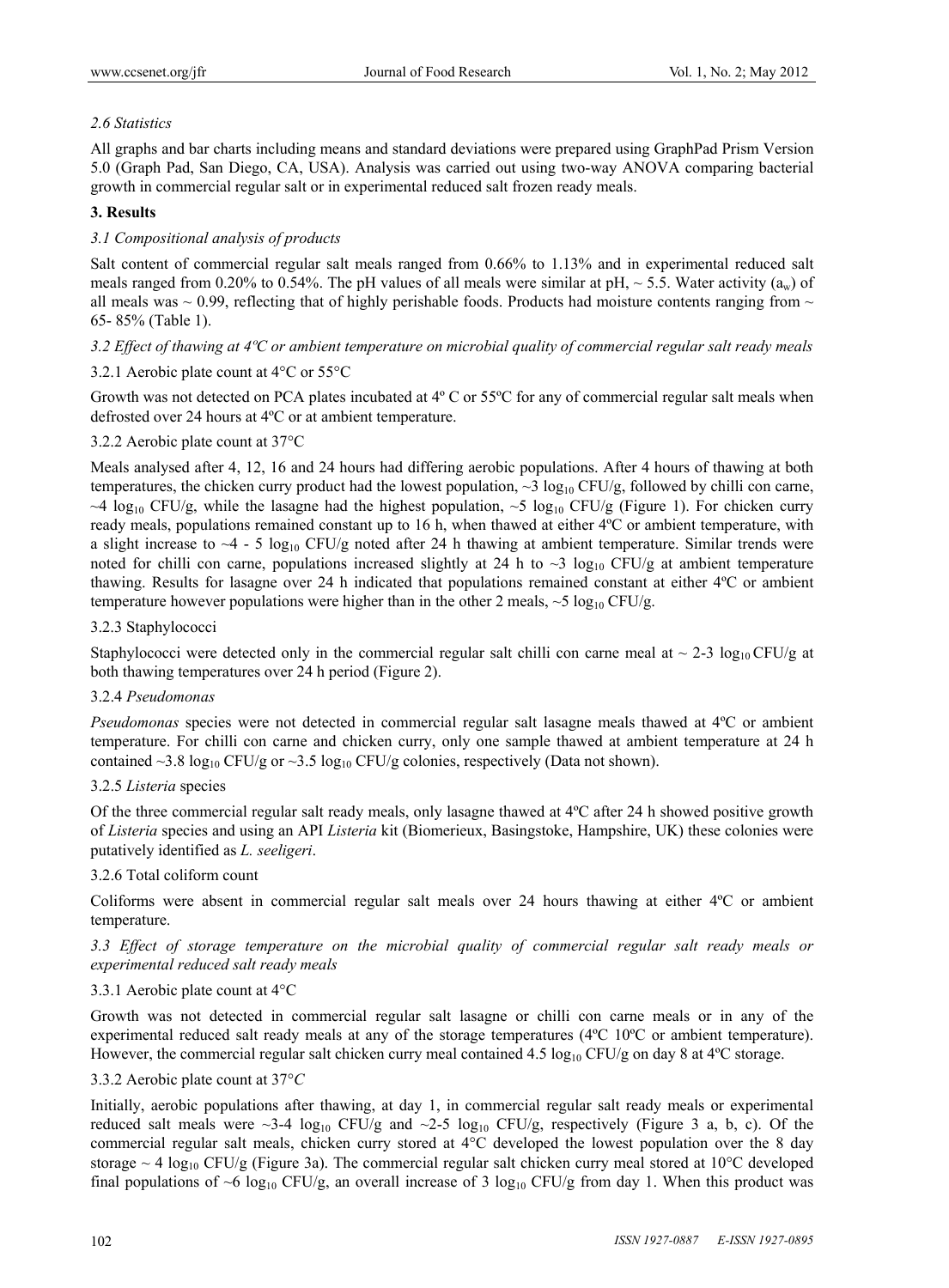*2.6 Statistics*

All graphs and bar charts including means and standard deviations were prepared using GraphPad Prism Version 5.0 (Graph Pad, San Diego, CA, USA). Analysis was carried out using two-way ANOVA comparing bacterial growth in commercial regular salt or in experimental reduced salt frozen ready meals.

## 3. Results

### *3.1 Compositional analysis of products*

Salt content of commercial regular salt meals ranged from 0.66% to 1.13% and in experimental reduced salt meals ranged from 0.20% to 0.54%. The pH values of all meals were similar at pH, ~ 5.5. Water activity ($a_w$) of all meals was ~ 0.99, reflecting that of highly perishable foods. Products had moisture contents ranging from ~ 65- 85% (Table 1).

### *3.2 Effect of thawing at 4ºC or ambient temperature on microbial quality of commercial regular salt ready meals*

#### 3.2.1 Aerobic plate count at 4°C or 55°C

Growth was not detected on PCA plates incubated at 4º C or 55ºC for any of commercial regular salt meals when defrosted over 24 hours at 4ºC or at ambient temperature.

#### 3.2.2 Aerobic plate count at 37°C

Meals analysed after 4, 12, 16 and 24 hours had differing aerobic populations. After 4 hours of thawing at both temperatures, the chicken curry product had the lowest population, ~3 $\log_{10}$ CFU/g, followed by chilli con carne, ~4 $\log_{10}$ CFU/g, while the lasagne had the highest population, ~5 $\log_{10}$ CFU/g (Figure 1). For chicken curry ready meals, populations remained constant up to 16 h, when thawed at either 4ºC or ambient temperature, with a slight increase to ~4 - 5 $\log_{10}$ CFU/g noted after 24 h thawing at ambient temperature. Similar trends were noted for chilli con carne, populations increased slightly at 24 h to ~3 $\log_{10}$ CFU/g at ambient temperature thawing. Results for lasagne over 24 h indicated that populations remained constant at either 4ºC or ambient temperature however populations were higher than in the other 2 meals, ~5 $\log_{10}$ CFU/g.

#### 3.2.3 Staphylococci

Staphylococci were detected only in the commercial regular salt chilli con carne meal at ~ 2-3 $\log_{10}$ CFU/g at both thawing temperatures over 24 h period (Figure 2).

#### 3.2.4 *Pseudomonas*

*Pseudomonas* species were not detected in commercial regular salt lasagne meals thawed at 4ºC or ambient temperature. For chilli con carne and chicken curry, only one sample thawed at ambient temperature at 24 h contained ~3.8 $\log_{10}$ CFU/g or ~3.5 $\log_{10}$ CFU/g colonies, respectively (Data not shown).

#### 3.2.5 *Listeria* species

Of the three commercial regular salt ready meals, only lasagne thawed at 4ºC after 24 h showed positive growth of *Listeria* species and using an API *Listeria* kit (Biomerieux, Basingstoke, Hampshire, UK) these colonies were putatively identified as *L. seeligeri*.

#### 3.2.6 Total coliform count

Coliforms were absent in commercial regular salt meals over 24 hours thawing at either 4ºC or ambient temperature.

### *3.3 Effect of storage temperature on the microbial quality of commercial regular salt ready meals or experimental reduced salt ready meals*

#### 3.3.1 Aerobic plate count at 4°C

Growth was not detected in commercial regular salt lasagne or chilli con carne meals or in any of the experimental reduced salt ready meals at any of the storage temperatures (4ºC 10ºC or ambient temperature). However, the commercial regular salt chicken curry meal contained 4.5 $\log_{10}$ CFU/g on day 8 at 4ºC storage.

#### 3.3.2 Aerobic plate count at 37°*C*

Initially, aerobic populations after thawing, at day 1, in commercial regular salt ready meals or experimental reduced salt meals were ~3-4 $\log_{10}$ CFU/g and ~2-5 $\log_{10}$ CFU/g, respectively (Figure 3 a, b, c). Of the commercial regular salt meals, chicken curry stored at 4°C developed the lowest population over the 8 day storage ~ 4 $\log_{10}$ CFU/g (Figure 3a). The commercial regular salt chicken curry meal stored at 10°C developed final populations of ~6 $\log_{10}$ CFU/g, an overall increase of 3 $\log_{10}$ CFU/g from day 1. When this product was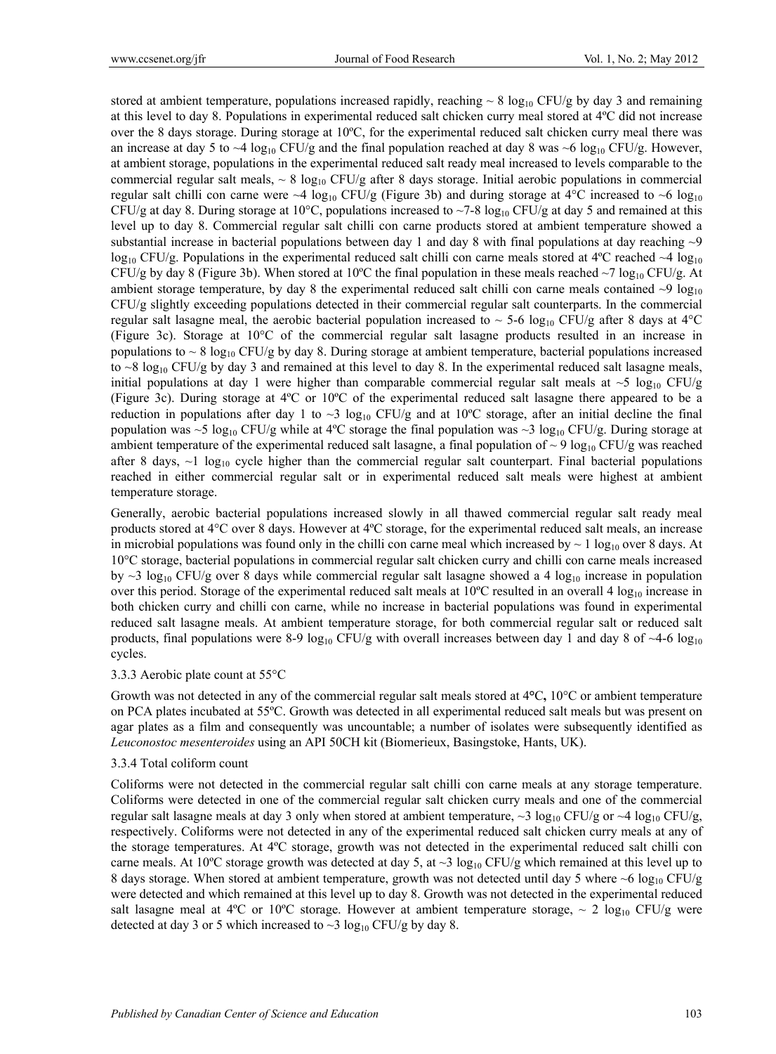stored at ambient temperature, populations increased rapidly, reaching ~ 8 $\log_{10}$ CFU/g by day 3 and remaining at this level to day 8. Populations in experimental reduced salt chicken curry meal stored at 4ºC did not increase over the 8 days storage. During storage at 10ºC, for the experimental reduced salt chicken curry meal there was an increase at day 5 to ~4 $\log_{10}$ CFU/g and the final population reached at day 8 was ~6 $\log_{10}$ CFU/g. However, at ambient storage, populations in the experimental reduced salt ready meal increased to levels comparable to the commercial regular salt meals, ~ 8 $\log_{10}$ CFU/g after 8 days storage. Initial aerobic populations in commercial regular salt chilli con carne were ~4 $\log_{10}$ CFU/g (Figure 3b) and during storage at 4°C increased to ~6 $\log_{10}$ CFU/g at day 8. During storage at 10°C, populations increased to ~7-8 $\log_{10}$ CFU/g at day 5 and remained at this level up to day 8. Commercial regular salt chilli con carne products stored at ambient temperature showed a substantial increase in bacterial populations between day 1 and day 8 with final populations at day reaching ~9 $\log_{10}$ CFU/g. Populations in the experimental reduced salt chilli con carne meals stored at 4ºC reached ~4 $\log_{10}$ CFU/g by day 8 (Figure 3b). When stored at 10ºC the final population in these meals reached ~7 $\log_{10}$ CFU/g. At ambient storage temperature, by day 8 the experimental reduced salt chilli con carne meals contained ~9 $\log_{10}$ CFU/g slightly exceeding populations detected in their commercial regular salt counterparts. In the commercial regular salt lasagne meal, the aerobic bacterial population increased to ~ 5-6 $\log_{10}$ CFU/g after 8 days at 4°C (Figure 3c). Storage at 10°C of the commercial regular salt lasagne products resulted in an increase in populations to ~ 8 $\log_{10}$ CFU/g by day 8. During storage at ambient temperature, bacterial populations increased to ~8 $\log_{10}$ CFU/g by day 3 and remained at this level to day 8. In the experimental reduced salt lasagne meals, initial populations at day 1 were higher than comparable commercial regular salt meals at ~5 $\log_{10}$ CFU/g (Figure 3c). During storage at 4ºC or 10ºC of the experimental reduced salt lasagne there appeared to be a reduction in populations after day 1 to ~3 $\log_{10}$ CFU/g and at 10ºC storage, after an initial decline the final population was ~5 $\log_{10}$ CFU/g while at 4ºC storage the final population was ~3 $\log_{10}$ CFU/g. During storage at ambient temperature of the experimental reduced salt lasagne, a final population of ~ 9 $\log_{10}$ CFU/g was reached after 8 days, ~1 $\log_{10}$ cycle higher than the commercial regular salt counterpart. Final bacterial populations reached in either commercial regular salt or in experimental reduced salt meals were highest at ambient temperature storage.

Generally, aerobic bacterial populations increased slowly in all thawed commercial regular salt ready meal products stored at 4°C over 8 days. However at 4ºC storage, for the experimental reduced salt meals, an increase in microbial populations was found only in the chilli con carne meal which increased by ~ 1 $\log_{10}$ over 8 days. At 10°C storage, bacterial populations in commercial regular salt chicken curry and chilli con carne meals increased by ~3 $\log_{10}$ CFU/g over 8 days while commercial regular salt lasagne showed a 4 $\log_{10}$ increase in population over this period. Storage of the experimental reduced salt meals at 10ºC resulted in an overall 4 $\log_{10}$ increase in both chicken curry and chilli con carne, while no increase in bacterial populations was found in experimental reduced salt lasagne meals. At ambient temperature storage, for both commercial regular salt or reduced salt products, final populations were 8-9 $\log_{10}$ CFU/g with overall increases between day 1 and day 8 of ~4-6 $\log_{10}$ cycles.

### 3.3.3 Aerobic plate count at 55°C

Growth was not detected in any of the commercial regular salt meals stored at 4°C, 10°C or ambient temperature on PCA plates incubated at 55ºC. Growth was detected in all experimental reduced salt meals but was present on agar plates as a film and consequently was uncountable; a number of isolates were subsequently identified as *Leuconostoc mesenteroides* using an API 50CH kit (Biomerieux, Basingstoke, Hants, UK).

### 3.3.4 Total coliform count

Coliforms were not detected in the commercial regular salt chilli con carne meals at any storage temperature. Coliforms were detected in one of the commercial regular salt chicken curry meals and one of the commercial regular salt lasagne meals at day 3 only when stored at ambient temperature, ~3 $\log_{10}$ CFU/g or ~4 $\log_{10}$ CFU/g, respectively. Coliforms were not detected in any of the experimental reduced salt chicken curry meals at any of the storage temperatures. At 4ºC storage, growth was not detected in the experimental reduced salt chilli con carne meals. At 10ºC storage growth was detected at day 5, at ~3 $\log_{10}$ CFU/g which remained at this level up to 8 days storage. When stored at ambient temperature, growth was not detected until day 5 where ~6 $\log_{10}$ CFU/g were detected and which remained at this level up to day 8. Growth was not detected in the experimental reduced salt lasagne meal at 4ºC or 10ºC storage. However at ambient temperature storage, ~ 2 $\log_{10}$ CFU/g were detected at day 3 or 5 which increased to ~3 $\log_{10}$ CFU/g by day 8.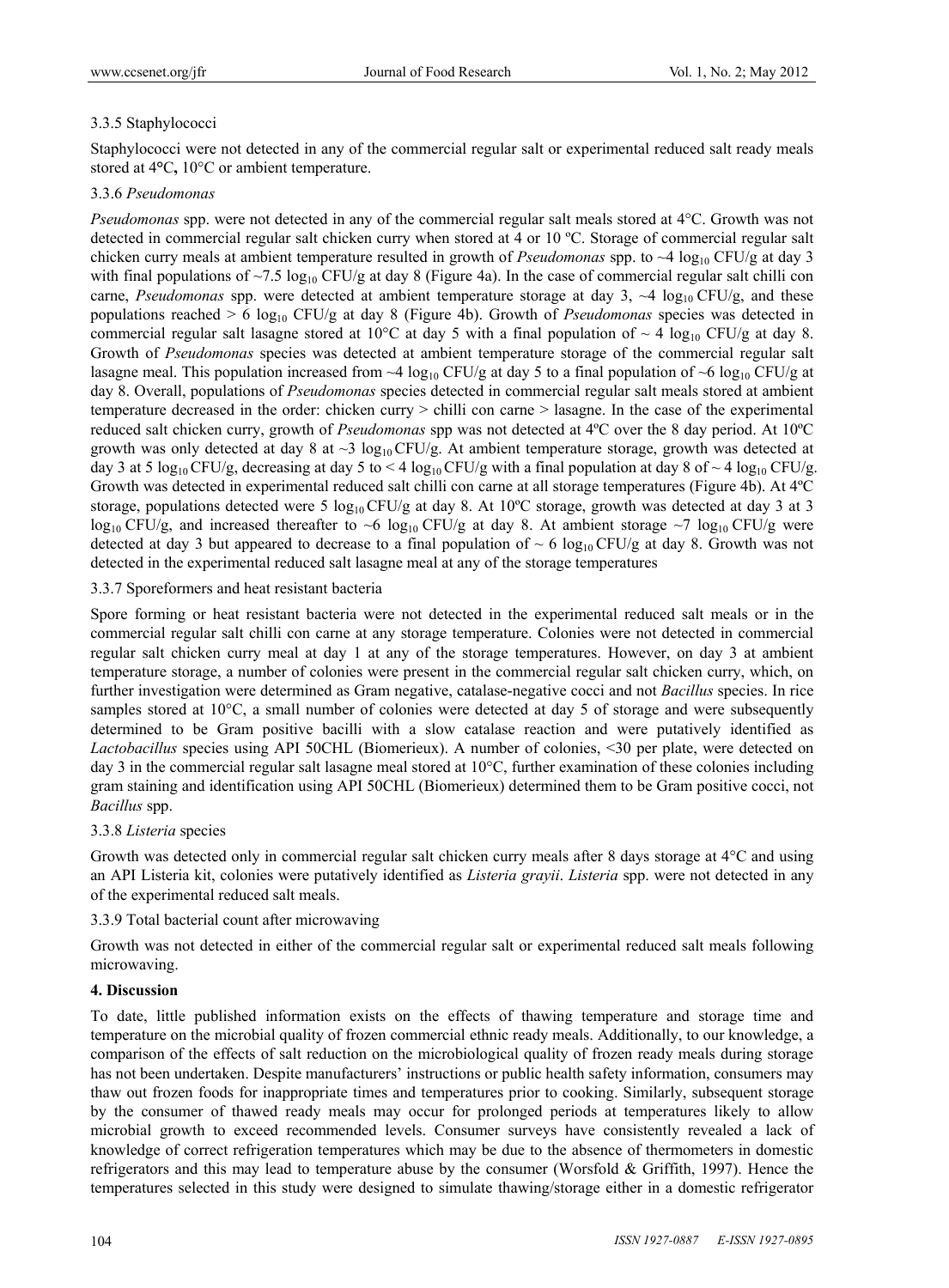#### 3.3.5 Staphylococci

Staphylococci were not detected in any of the commercial regular salt or experimental reduced salt ready meals stored at 4°C, 10°C or ambient temperature.

#### 3.3.6 *Pseudomonas*

*Pseudomonas* spp. were not detected in any of the commercial regular salt meals stored at 4°C. Growth was not detected in commercial regular salt chicken curry when stored at 4 or 10 ºC. Storage of commercial regular salt chicken curry meals at ambient temperature resulted in growth of *Pseudomonas* spp. to ~4 $\log_{10}$ CFU/g at day 3 with final populations of ~7.5 $\log_{10}$ CFU/g at day 8 (Figure 4a). In the case of commercial regular salt chilli con carne, *Pseudomonas* spp. were detected at ambient temperature storage at day 3, ~4 $\log_{10}$ CFU/g, and these populations reached > 6 $\log_{10}$ CFU/g at day 8 (Figure 4b). Growth of *Pseudomonas* species was detected in commercial regular salt lasagne stored at 10°C at day 5 with a final population of ~ 4 $\log_{10}$ CFU/g at day 8. Growth of *Pseudomonas* species was detected at ambient temperature storage of the commercial regular salt lasagne meal. This population increased from ~4 $\log_{10}$ CFU/g at day 5 to a final population of ~6 $\log_{10}$ CFU/g at day 8. Overall, populations of *Pseudomonas* species detected in commercial regular salt meals stored at ambient temperature decreased in the order: chicken curry > chilli con carne > lasagne. In the case of the experimental reduced salt chicken curry, growth of *Pseudomonas* spp was not detected at 4ºC over the 8 day period. At 10ºC growth was only detected at day 8 at ~3 $\log_{10}$ CFU/g. At ambient temperature storage, growth was detected at day 3 at 5 $\log_{10}$ CFU/g, decreasing at day 5 to < 4 $\log_{10}$ CFU/g with a final population at day 8 of ~ 4 $\log_{10}$ CFU/g. Growth was detected in experimental reduced salt chilli con carne at all storage temperatures (Figure 4b). At 4ºC storage, populations detected were 5 $\log_{10}$ CFU/g at day 8. At 10ºC storage, growth was detected at day 3 at 3 $\log_{10}$ CFU/g, and increased thereafter to ~6 $\log_{10}$ CFU/g at day 8. At ambient storage ~7 $\log_{10}$ CFU/g were detected at day 3 but appeared to decrease to a final population of ~ 6 $\log_{10}$ CFU/g at day 8. Growth was not detected in the experimental reduced salt lasagne meal at any of the storage temperatures

#### 3.3.7 Sporeformers and heat resistant bacteria

Spore forming or heat resistant bacteria were not detected in the experimental reduced salt meals or in the commercial regular salt chilli con carne at any storage temperature. Colonies were not detected in commercial regular salt chicken curry meal at day 1 at any of the storage temperatures. However, on day 3 at ambient temperature storage, a number of colonies were present in the commercial regular salt chicken curry, which, on further investigation were determined as Gram negative, catalase-negative cocci and not *Bacillus* species. In rice samples stored at 10°C, a small number of colonies were detected at day 5 of storage and were subsequently determined to be Gram positive bacilli with a slow catalase reaction and were putatively identified as *Lactobacillus* species using API 50CHL (Biomerieux). A number of colonies, <30 per plate, were detected on day 3 in the commercial regular salt lasagne meal stored at 10°C, further examination of these colonies including gram staining and identification using API 50CHL (Biomerieux) determined them to be Gram positive cocci, not *Bacillus* spp.

#### 3.3.8 *Listeria* species

Growth was detected only in commercial regular salt chicken curry meals after 8 days storage at 4°C and using an API Listeria kit, colonies were putatively identified as *Listeria grayii*. *Listeria* spp. were not detected in any of the experimental reduced salt meals.

#### 3.3.9 Total bacterial count after microwaving

Growth was not detected in either of the commercial regular salt or experimental reduced salt meals following microwaving.

## 4. Discussion

To date, little published information exists on the effects of thawing temperature and storage time and temperature on the microbial quality of frozen commercial ethnic ready meals. Additionally, to our knowledge, a comparison of the effects of salt reduction on the microbiological quality of frozen ready meals during storage has not been undertaken. Despite manufacturers' instructions or public health safety information, consumers may thaw out frozen foods for inappropriate times and temperatures prior to cooking. Similarly, subsequent storage by the consumer of thawed ready meals may occur for prolonged periods at temperatures likely to allow microbial growth to exceed recommended levels. Consumer surveys have consistently revealed a lack of knowledge of correct refrigeration temperatures which may be due to the absence of thermometers in domestic refrigerators and this may lead to temperature abuse by the consumer (Worsfold & Griffith, 1997). Hence the temperatures selected in this study were designed to simulate thawing/storage either in a domestic refrigerator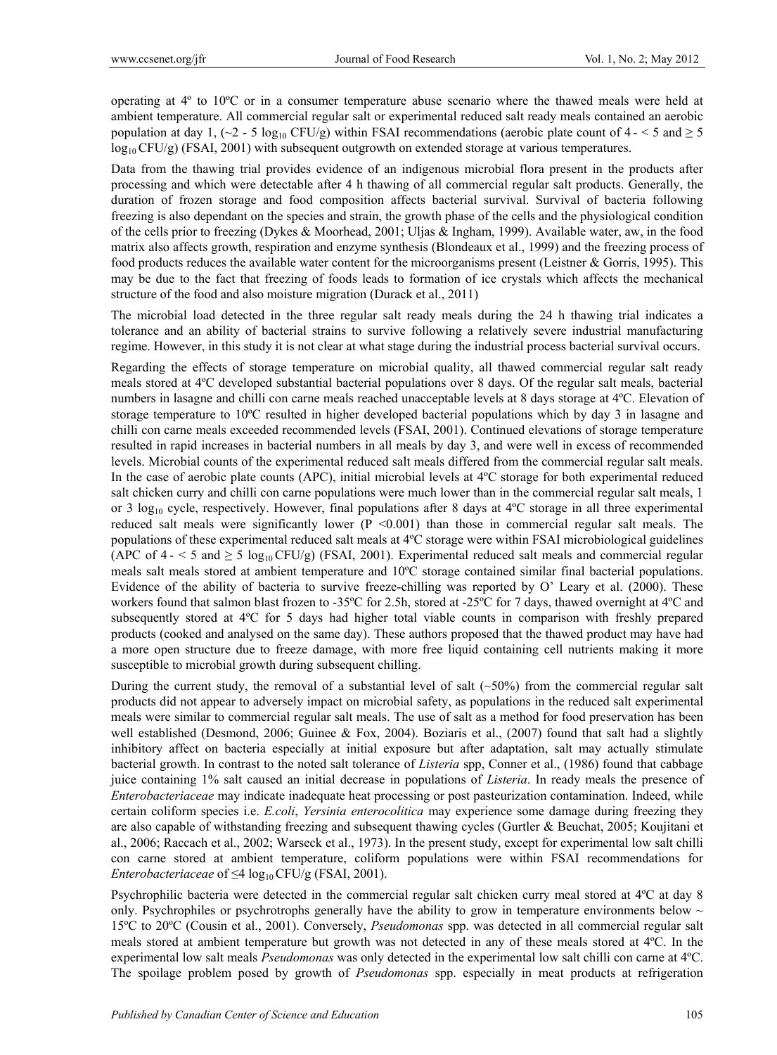operating at 4º to 10ºC or in a consumer temperature abuse scenario where the thawed meals were held at ambient temperature. All commercial regular salt or experimental reduced salt ready meals contained an aerobic population at day 1, (~2 - 5 $\log_{10}$ CFU/g) within FSAI recommendations (aerobic plate count of 4 - < 5 and ≥ 5 $\log_{10}$ CFU/g) (FSAI, 2001) with subsequent outgrowth on extended storage at various temperatures.

Data from the thawing trial provides evidence of an indigenous microbial flora present in the products after processing and which were detectable after 4 h thawing of all commercial regular salt products. Generally, the duration of frozen storage and food composition affects bacterial survival. Survival of bacteria following freezing is also dependant on the species and strain, the growth phase of the cells and the physiological condition of the cells prior to freezing (Dykes & Moorhead, 2001; Uljas & Ingham, 1999). Available water, aw, in the food matrix also affects growth, respiration and enzyme synthesis (Blondeaux et al., 1999) and the freezing process of food products reduces the available water content for the microorganisms present (Leistner & Gorris, 1995). This may be due to the fact that freezing of foods leads to formation of ice crystals which affects the mechanical structure of the food and also moisture migration (Durack et al., 2011)

The microbial load detected in the three regular salt ready meals during the 24 h thawing trial indicates a tolerance and an ability of bacterial strains to survive following a relatively severe industrial manufacturing regime. However, in this study it is not clear at what stage during the industrial process bacterial survival occurs.

Regarding the effects of storage temperature on microbial quality, all thawed commercial regular salt ready meals stored at 4ºC developed substantial bacterial populations over 8 days. Of the regular salt meals, bacterial numbers in lasagne and chilli con carne meals reached unacceptable levels at 8 days storage at 4ºC. Elevation of storage temperature to 10ºC resulted in higher developed bacterial populations which by day 3 in lasagne and chilli con carne meals exceeded recommended levels (FSAI, 2001). Continued elevations of storage temperature resulted in rapid increases in bacterial numbers in all meals by day 3, and were well in excess of recommended levels. Microbial counts of the experimental reduced salt meals differed from the commercial regular salt meals. In the case of aerobic plate counts (APC), initial microbial levels at 4ºC storage for both experimental reduced salt chicken curry and chilli con carne populations were much lower than in the commercial regular salt meals, 1 or 3 $\log_{10}$ cycle, respectively. However, final populations after 8 days at 4ºC storage in all three experimental reduced salt meals were significantly lower ($P < 0.001$) than those in commercial regular salt meals. The populations of these experimental reduced salt meals at 4ºC storage were within FSAI microbiological guidelines (APC of 4 - < 5 and ≥ 5 $\log_{10}$ CFU/g) (FSAI, 2001). Experimental reduced salt meals and commercial regular meals salt meals stored at ambient temperature and 10ºC storage contained similar final bacterial populations. Evidence of the ability of bacteria to survive freeze-chilling was reported by O' Leary et al. (2000). These workers found that salmon blast frozen to -35ºC for 2.5h, stored at -25ºC for 7 days, thawed overnight at 4ºC and subsequently stored at 4ºC for 5 days had higher total viable counts in comparison with freshly prepared products (cooked and analysed on the same day). These authors proposed that the thawed product may have had a more open structure due to freeze damage, with more free liquid containing cell nutrients making it more susceptible to microbial growth during subsequent chilling.

During the current study, the removal of a substantial level of salt (~50%) from the commercial regular salt products did not appear to adversely impact on microbial safety, as populations in the reduced salt experimental meals were similar to commercial regular salt meals. The use of salt as a method for food preservation has been well established (Desmond, 2006; Guinee & Fox, 2004). Boziaris et al., (2007) found that salt had a slightly inhibitory affect on bacteria especially at initial exposure but after adaptation, salt may actually stimulate bacterial growth. In contrast to the noted salt tolerance of *Listeria* spp, Conner et al., (1986) found that cabbage juice containing 1% salt caused an initial decrease in populations of *Listeria*. In ready meals the presence of *Enterobacteriaceae* may indicate inadequate heat processing or post pasteurization contamination. Indeed, while certain coliform species i.e. *E.coli*, *Yersinia enterocolitica* may experience some damage during freezing they are also capable of withstanding freezing and subsequent thawing cycles (Gurtler & Beuchat, 2005; Koujitani et al., 2006; Raccach et al., 2002; Warseck et al., 1973). In the present study, except for experimental low salt chilli con carne stored at ambient temperature, coliform populations were within FSAI recommendations for *Enterobacteriaceae* of ≤4 $\log_{10}$ CFU/g (FSAI, 2001).

Psychrophilic bacteria were detected in the commercial regular salt chicken curry meal stored at 4ºC at day 8 only. Psychrophiles or psychrotrophs generally have the ability to grow in temperature environments below ~ 15ºC to 20ºC (Cousin et al., 2001). Conversely, *Pseudomonas* spp. was detected in all commercial regular salt meals stored at ambient temperature but growth was not detected in any of these meals stored at 4ºC. In the experimental low salt meals *Pseudomonas* was only detected in the experimental low salt chilli con carne at 4ºC. The spoilage problem posed by growth of *Pseudomonas* spp. especially in meat products at refrigeration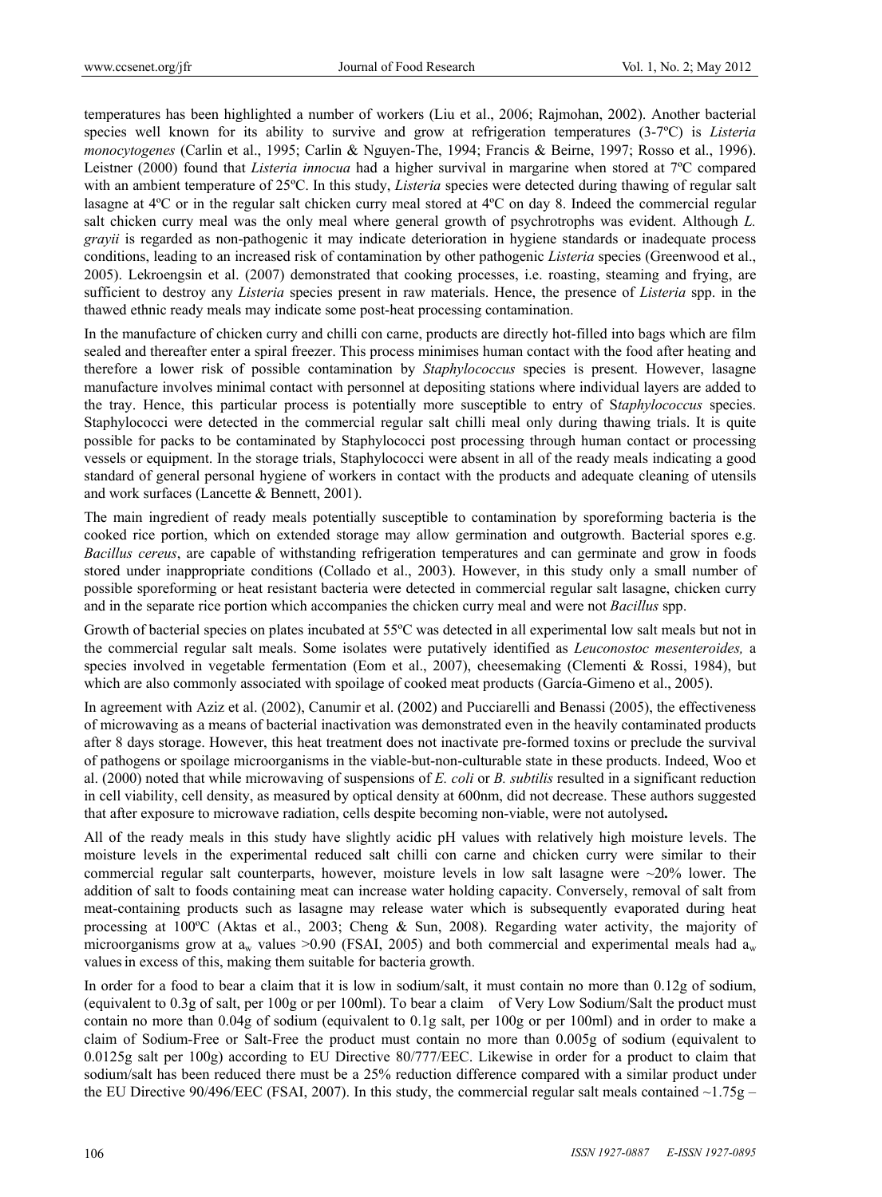temperatures has been highlighted a number of workers (Liu et al., 2006; Rajmohan, 2002). Another bacterial species well known for its ability to survive and grow at refrigeration temperatures (3-7ºC) is *Listeria monocytogenes* (Carlin et al., 1995; Carlin & Nguyen-The, 1994; Francis & Beirne, 1997; Rosso et al., 1996). Leistner (2000) found that *Listeria innocua* had a higher survival in margarine when stored at 7ºC compared with an ambient temperature of 25ºC. In this study, *Listeria* species were detected during thawing of regular salt lasagne at 4ºC or in the regular salt chicken curry meal stored at 4ºC on day 8. Indeed the commercial regular salt chicken curry meal was the only meal where general growth of psychrotrophs was evident. Although *L. grayii* is regarded as non-pathogenic it may indicate deterioration in hygiene standards or inadequate process conditions, leading to an increased risk of contamination by other pathogenic *Listeria* species (Greenwood et al., 2005). Lekroengsin et al. (2007) demonstrated that cooking processes, i.e. roasting, steaming and frying, are sufficient to destroy any *Listeria* species present in raw materials. Hence, the presence of *Listeria* spp. in the thawed ethnic ready meals may indicate some post-heat processing contamination.

In the manufacture of chicken curry and chilli con carne, products are directly hot-filled into bags which are film sealed and thereafter enter a spiral freezer. This process minimises human contact with the food after heating and therefore a lower risk of possible contamination by *Staphylococcus* species is present. However, lasagne manufacture involves minimal contact with personnel at depositing stations where individual layers are added to the tray. Hence, this particular process is potentially more susceptible to entry of S*taphylococcus* species. Staphylococci were detected in the commercial regular salt chilli meal only during thawing trials. It is quite possible for packs to be contaminated by Staphylococci post processing through human contact or processing vessels or equipment. In the storage trials, Staphylococci were absent in all of the ready meals indicating a good standard of general personal hygiene of workers in contact with the products and adequate cleaning of utensils and work surfaces (Lancette & Bennett, 2001).

The main ingredient of ready meals potentially susceptible to contamination by sporeforming bacteria is the cooked rice portion, which on extended storage may allow germination and outgrowth. Bacterial spores e.g. *Bacillus cereus*, are capable of withstanding refrigeration temperatures and can germinate and grow in foods stored under inappropriate conditions (Collado et al., 2003). However, in this study only a small number of possible sporeforming or heat resistant bacteria were detected in commercial regular salt lasagne, chicken curry and in the separate rice portion which accompanies the chicken curry meal and were not *Bacillus* spp.

Growth of bacterial species on plates incubated at 55ºC was detected in all experimental low salt meals but not in the commercial regular salt meals. Some isolates were putatively identified as *Leuconostoc mesenteroides,* a species involved in vegetable fermentation (Eom et al., 2007), cheesemaking (Clementi & Rossi, 1984), but which are also commonly associated with spoilage of cooked meat products (García-Gimeno et al., 2005).

In agreement with Aziz et al. (2002), Canumir et al. (2002) and Pucciarelli and Benassi (2005), the effectiveness of microwaving as a means of bacterial inactivation was demonstrated even in the heavily contaminated products after 8 days storage. However, this heat treatment does not inactivate pre-formed toxins or preclude the survival of pathogens or spoilage microorganisms in the viable-but-non-culturable state in these products. Indeed, Woo et al. (2000) noted that while microwaving of suspensions of *E. coli* or *B. subtilis* resulted in a significant reduction in cell viability, cell density, as measured by optical density at 600nm, did not decrease. These authors suggested that after exposure to microwave radiation, cells despite becoming non-viable, were not autolysed**.**

All of the ready meals in this study have slightly acidic pH values with relatively high moisture levels. The moisture levels in the experimental reduced salt chilli con carne and chicken curry were similar to their commercial regular salt counterparts, however, moisture levels in low salt lasagne were ~20% lower. The addition of salt to foods containing meat can increase water holding capacity. Conversely, removal of salt from meat-containing products such as lasagne may release water which is subsequently evaporated during heat processing at 100ºC (Aktas et al., 2003; Cheng & Sun, 2008). Regarding water activity, the majority of microorganisms grow at $a_w$ values >0.90 (FSAI, 2005) and both commercial and experimental meals had $a_w$ values in excess of this, making them suitable for bacteria growth.

In order for a food to bear a claim that it is low in sodium/salt, it must contain no more than 0.12g of sodium, (equivalent to 0.3g of salt, per 100g or per 100ml). To bear a claim of Very Low Sodium/Salt the product must contain no more than 0.04g of sodium (equivalent to 0.1g salt, per 100g or per 100ml) and in order to make a claim of Sodium-Free or Salt-Free the product must contain no more than 0.005g of sodium (equivalent to 0.0125g salt per 100g) according to EU Directive 80/777/EEC. Likewise in order for a product to claim that sodium/salt has been reduced there must be a 25% reduction difference compared with a similar product under the EU Directive 90/496/EEC (FSAI, 2007). In this study, the commercial regular salt meals contained ~1.75g –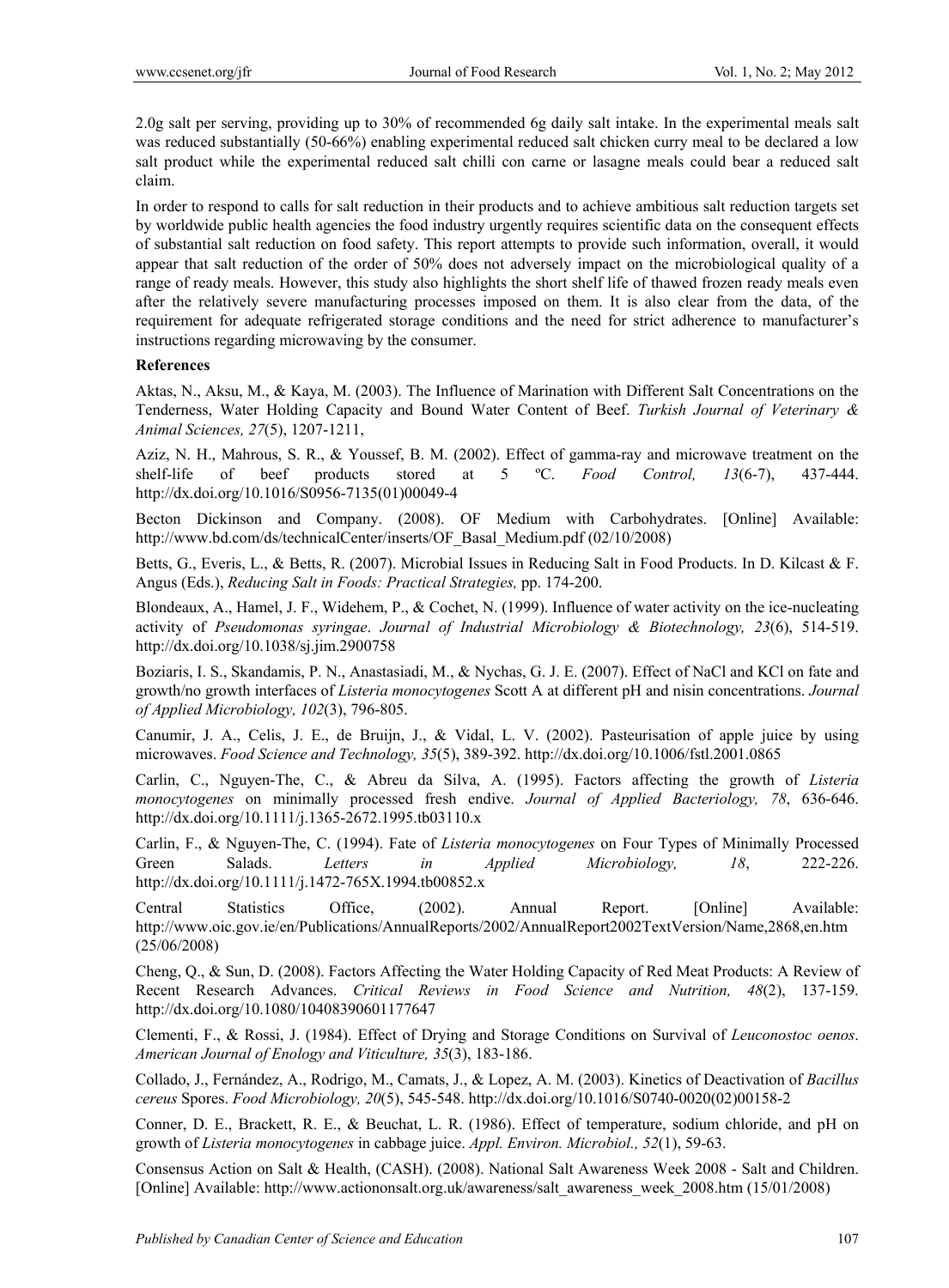2.0g salt per serving, providing up to 30% of recommended 6g daily salt intake. In the experimental meals salt was reduced substantially (50-66%) enabling experimental reduced salt chicken curry meal to be declared a low salt product while the experimental reduced salt chilli con carne or lasagne meals could bear a reduced salt claim.

In order to respond to calls for salt reduction in their products and to achieve ambitious salt reduction targets set by worldwide public health agencies the food industry urgently requires scientific data on the consequent effects of substantial salt reduction on food safety. This report attempts to provide such information, overall, it would appear that salt reduction of the order of 50% does not adversely impact on the microbiological quality of a range of ready meals. However, this study also highlights the short shelf life of thawed frozen ready meals even after the relatively severe manufacturing processes imposed on them. It is also clear from the data, of the requirement for adequate refrigerated storage conditions and the need for strict adherence to manufacturer's instructions regarding microwaving by the consumer.

## References

Aktas, N., Aksu, M., & Kaya, M. (2003). The Influence of Marination with Different Salt Concentrations on the Tenderness, Water Holding Capacity and Bound Water Content of Beef. *Turkish Journal of Veterinary & Animal Sciences, 27*(5), 1207-1211,

Aziz, N. H., Mahrous, S. R., & Youssef, B. M. (2002). Effect of gamma-ray and microwave treatment on the shelf-life of beef products stored at 5 ºC. *Food Control, 13*(6-7), 437-444. http://dx.doi.org/10.1016/S0956-7135(01)00049-4

Becton Dickinson and Company. (2008). OF Medium with Carbohydrates. [Online] Available: http://www.bd.com/ds/technicalCenter/inserts/OF_Basal_Medium.pdf (02/10/2008)

Betts, G., Everis, L., & Betts, R. (2007). Microbial Issues in Reducing Salt in Food Products. In D. Kilcast & F. Angus (Eds.), *Reducing Salt in Foods: Practical Strategies,* pp. 174-200.

Blondeaux, A., Hamel, J. F., Widehem, P., & Cochet, N. (1999). Influence of water activity on the ice-nucleating activity of *Pseudomonas syringae*. *Journal of Industrial Microbiology & Biotechnology, 23*(6), 514-519. http://dx.doi.org/10.1038/sj.jim.2900758

Boziaris, I. S., Skandamis, P. N., Anastasiadi, M., & Nychas, G. J. E. (2007). Effect of NaCl and KCl on fate and growth/no growth interfaces of *Listeria monocytogenes* Scott A at different pH and nisin concentrations. *Journal of Applied Microbiology, 102*(3), 796-805.

Canumir, J. A., Celis, J. E., de Bruijn, J., & Vidal, L. V. (2002). Pasteurisation of apple juice by using microwaves. *Food Science and Technology, 35*(5), 389-392. http://dx.doi.org/10.1006/fstl.2001.0865

Carlin, C., Nguyen-The, C., & Abreu da Silva, A. (1995). Factors affecting the growth of *Listeria monocytogenes* on minimally processed fresh endive. *Journal of Applied Bacteriology, 78*, 636-646. http://dx.doi.org/10.1111/j.1365-2672.1995.tb03110.x

Carlin, F., & Nguyen-The, C. (1994). Fate of *Listeria monocytogenes* on Four Types of Minimally Processed Green Salads. *Letters in Applied Microbiology, 18*, 222-226. http://dx.doi.org/10.1111/j.1472-765X.1994.tb00852.x

Central Statistics Office, (2002). Annual Report. [Online] Available: http://www.oic.gov.ie/en/Publications/AnnualReports/2002/AnnualReport2002TextVersion/Name,2868,en.htm (25/06/2008)

Cheng, Q., & Sun, D. (2008). Factors Affecting the Water Holding Capacity of Red Meat Products: A Review of Recent Research Advances. *Critical Reviews in Food Science and Nutrition, 48*(2), 137-159. http://dx.doi.org/10.1080/10408390601177647

Clementi, F., & Rossi, J. (1984). Effect of Drying and Storage Conditions on Survival of *Leuconostoc oenos*. *American Journal of Enology and Viticulture, 35*(3), 183-186.

Collado, J., Fernández, A., Rodrigo, M., Camats, J., & Lopez, A. M. (2003). Kinetics of Deactivation of *Bacillus cereus* Spores. *Food Microbiology, 20*(5), 545-548. http://dx.doi.org/10.1016/S0740-0020(02)00158-2

Conner, D. E., Brackett, R. E., & Beuchat, L. R. (1986). Effect of temperature, sodium chloride, and pH on growth of *Listeria monocytogenes* in cabbage juice. *Appl. Environ. Microbiol., 52*(1), 59-63.

Consensus Action on Salt & Health, (CASH). (2008). National Salt Awareness Week 2008 - Salt and Children. [Online] Available: http://www.actiononsalt.org.uk/awareness/salt_awareness_week_2008.htm (15/01/2008)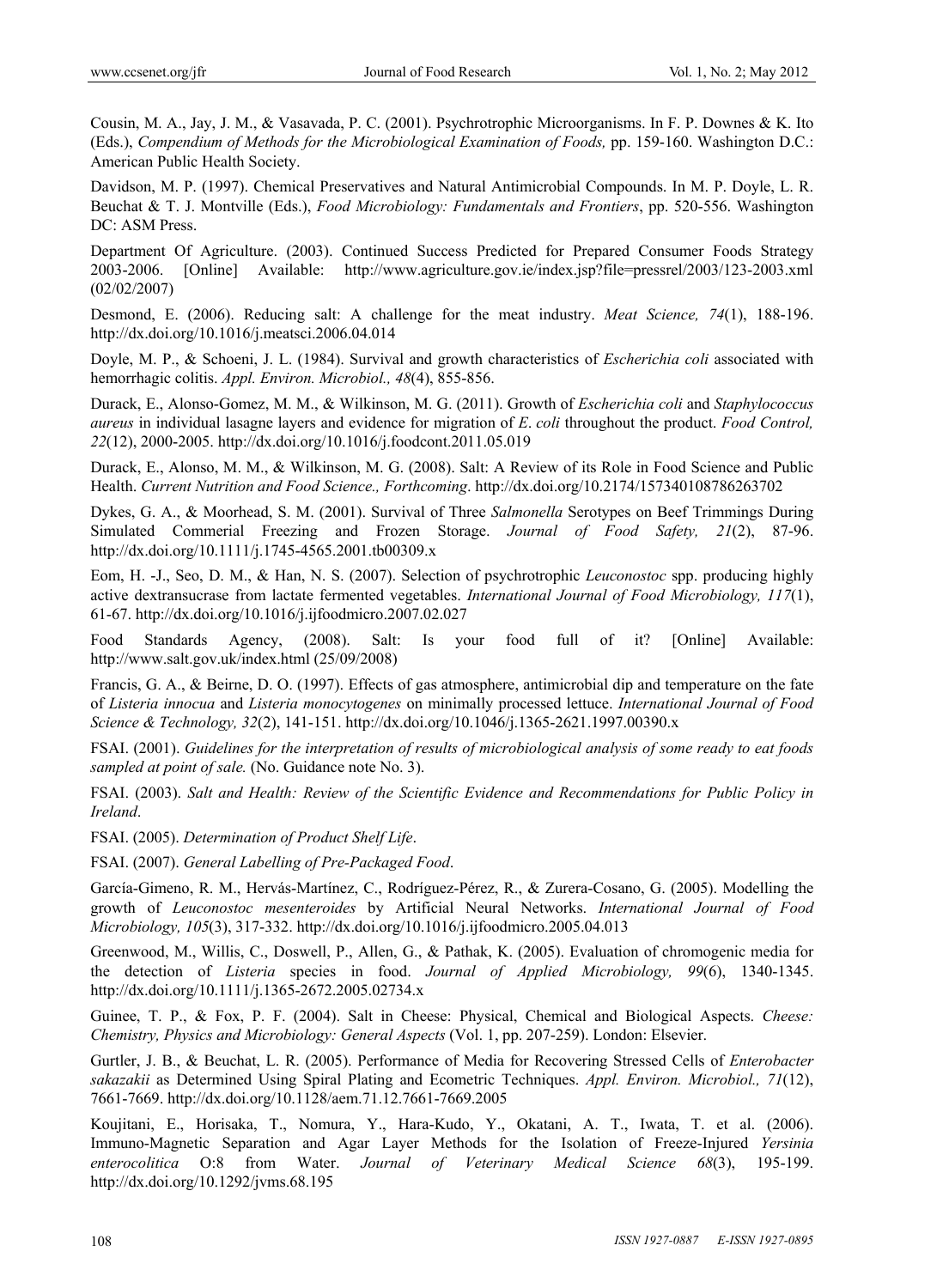Cousin, M. A., Jay, J. M., & Vasavada, P. C. (2001). Psychrotrophic Microorganisms. In F. P. Downes & K. Ito (Eds.), *Compendium of Methods for the Microbiological Examination of Foods,* pp. 159-160. Washington D.C.: American Public Health Society.

Davidson, M. P. (1997). Chemical Preservatives and Natural Antimicrobial Compounds. In M. P. Doyle, L. R. Beuchat & T. J. Montville (Eds.), *Food Microbiology: Fundamentals and Frontiers*, pp. 520-556. Washington DC: ASM Press.

Department Of Agriculture. (2003). Continued Success Predicted for Prepared Consumer Foods Strategy 2003-2006. [Online] Available: http://www.agriculture.gov.ie/index.jsp?file=pressrel/2003/123-2003.xml (02/02/2007)

Desmond, E. (2006). Reducing salt: A challenge for the meat industry. *Meat Science, 74*(1), 188-196. http://dx.doi.org/10.1016/j.meatsci.2006.04.014

Doyle, M. P., & Schoeni, J. L. (1984). Survival and growth characteristics of *Escherichia coli* associated with hemorrhagic colitis. *Appl. Environ. Microbiol., 48*(4), 855-856.

Durack, E., Alonso-Gomez, M. M., & Wilkinson, M. G. (2011). Growth of *Escherichia coli* and *Staphylococcus aureus* in individual lasagne layers and evidence for migration of *E*. *coli* throughout the product. *Food Control, 22*(12), 2000-2005. http://dx.doi.org/10.1016/j.foodcont.2011.05.019

Durack, E., Alonso, M. M., & Wilkinson, M. G. (2008). Salt: A Review of its Role in Food Science and Public Health. *Current Nutrition and Food Science., Forthcoming*. http://dx.doi.org/10.2174/157340108786263702

Dykes, G. A., & Moorhead, S. M. (2001). Survival of Three *Salmonella* Serotypes on Beef Trimmings During Simulated Commerial Freezing and Frozen Storage. *Journal of Food Safety, 21*(2), 87-96. http://dx.doi.org/10.1111/j.1745-4565.2001.tb00309.x

Eom, H. -J., Seo, D. M., & Han, N. S. (2007). Selection of psychrotrophic *Leuconostoc* spp. producing highly active dextransucrase from lactate fermented vegetables. *International Journal of Food Microbiology, 117*(1), 61-67. http://dx.doi.org/10.1016/j.ijfoodmicro.2007.02.027

Food Standards Agency, (2008). Salt: Is your food full of it? [Online] Available: http://www.salt.gov.uk/index.html (25/09/2008)

Francis, G. A., & Beirne, D. O. (1997). Effects of gas atmosphere, antimicrobial dip and temperature on the fate of *Listeria innocua* and *Listeria monocytogenes* on minimally processed lettuce. *International Journal of Food Science & Technology, 32*(2), 141-151. http://dx.doi.org/10.1046/j.1365-2621.1997.00390.x

FSAI. (2001). *Guidelines for the interpretation of results of microbiological analysis of some ready to eat foods sampled at point of sale.* (No. Guidance note No. 3).

FSAI. (2003). *Salt and Health: Review of the Scientific Evidence and Recommendations for Public Policy in Ireland*.

FSAI. (2005). *Determination of Product Shelf Life*.

FSAI. (2007). *General Labelling of Pre-Packaged Food*.

García-Gimeno, R. M., Hervás-Martínez, C., Rodríguez-Pérez, R., & Zurera-Cosano, G. (2005). Modelling the growth of *Leuconostoc mesenteroides* by Artificial Neural Networks. *International Journal of Food Microbiology, 105*(3), 317-332. http://dx.doi.org/10.1016/j.ijfoodmicro.2005.04.013

Greenwood, M., Willis, C., Doswell, P., Allen, G., & Pathak, K. (2005). Evaluation of chromogenic media for the detection of *Listeria* species in food. *Journal of Applied Microbiology, 99*(6), 1340-1345. http://dx.doi.org/10.1111/j.1365-2672.2005.02734.x

Guinee, T. P., & Fox, P. F. (2004). Salt in Cheese: Physical, Chemical and Biological Aspects. *Cheese: Chemistry, Physics and Microbiology: General Aspects* (Vol. 1, pp. 207-259). London: Elsevier.

Gurtler, J. B., & Beuchat, L. R. (2005). Performance of Media for Recovering Stressed Cells of *Enterobacter sakazakii* as Determined Using Spiral Plating and Ecometric Techniques. *Appl. Environ. Microbiol., 71*(12), 7661-7669. http://dx.doi.org/10.1128/aem.71.12.7661-7669.2005

Koujitani, E., Horisaka, T., Nomura, Y., Hara-Kudo, Y., Okatani, A. T., Iwata, T. et al. (2006). Immuno-Magnetic Separation and Agar Layer Methods for the Isolation of Freeze-Injured *Yersinia enterocolitica* O:8 from Water. *Journal of Veterinary Medical Science 68*(3), 195-199. http://dx.doi.org/10.1292/jvms.68.195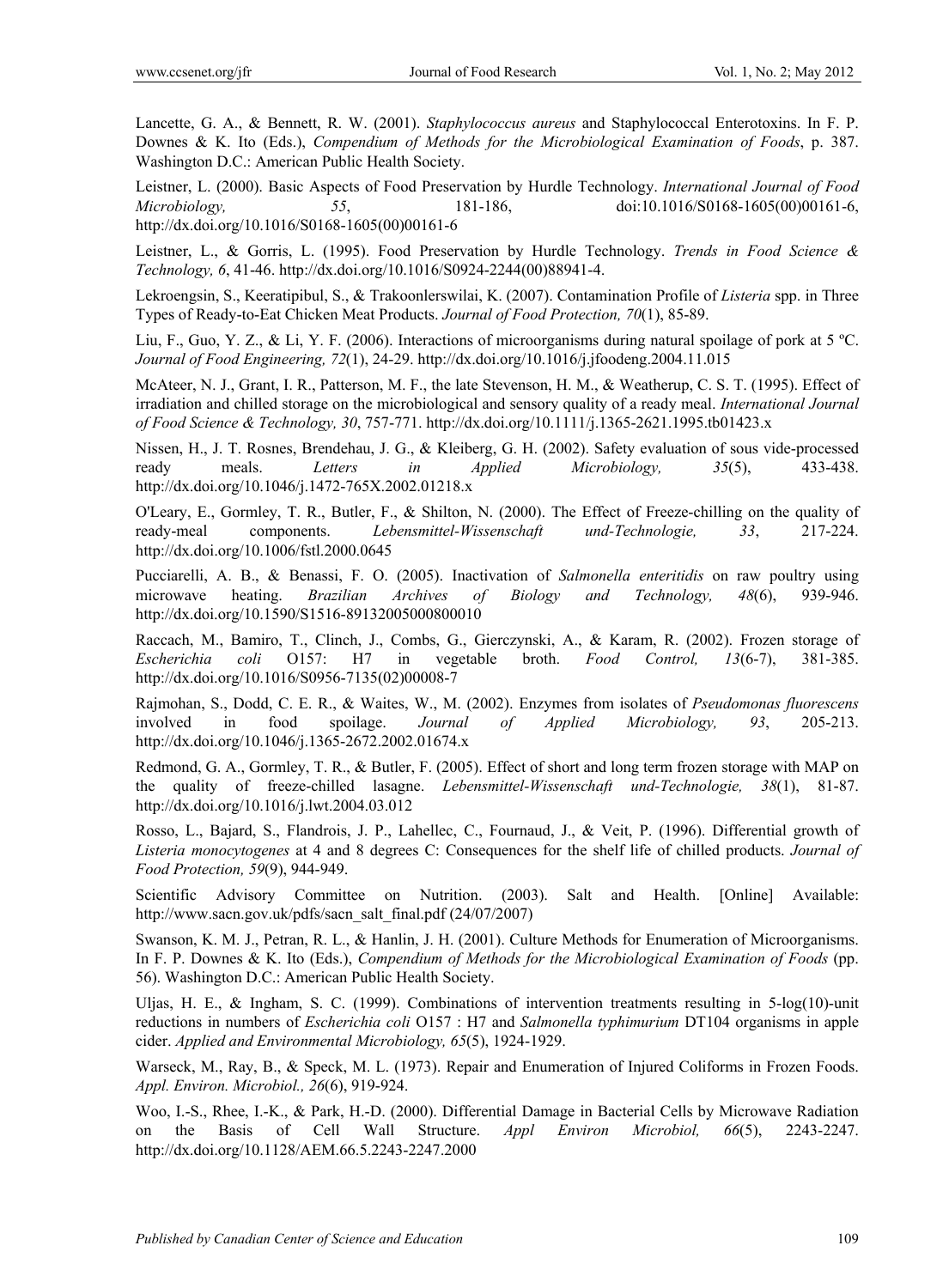Lancette, G. A., & Bennett, R. W. (2001). *Staphylococcus aureus* and Staphylococcal Enterotoxins. In F. P. Downes & K. Ito (Eds.), *Compendium of Methods for the Microbiological Examination of Foods*, p. 387. Washington D.C.: American Public Health Society.

Leistner, L. (2000). Basic Aspects of Food Preservation by Hurdle Technology. *International Journal of Food Microbiology, 55*, 181-186, doi:10.1016/S0168-1605(00)00161-6, http://dx.doi.org/10.1016/S0168-1605(00)00161-6

Leistner, L., & Gorris, L. (1995). Food Preservation by Hurdle Technology. *Trends in Food Science & Technology, 6*, 41-46. http://dx.doi.org/10.1016/S0924-2244(00)88941-4.

Lekroengsin, S., Keeratipibul, S., & Trakoonlerswilai, K. (2007). Contamination Profile of *Listeria* spp. in Three Types of Ready-to-Eat Chicken Meat Products. *Journal of Food Protection, 70*(1), 85-89.

Liu, F., Guo, Y. Z., & Li, Y. F. (2006). Interactions of microorganisms during natural spoilage of pork at 5 ºC. *Journal of Food Engineering, 72*(1), 24-29. http://dx.doi.org/10.1016/j.jfoodeng.2004.11.015

McAteer, N. J., Grant, I. R., Patterson, M. F., the late Stevenson, H. M., & Weatherup, C. S. T. (1995). Effect of irradiation and chilled storage on the microbiological and sensory quality of a ready meal. *International Journal of Food Science & Technology, 30*, 757-771. http://dx.doi.org/10.1111/j.1365-2621.1995.tb01423.x

Nissen, H., J. T. Rosnes, Brendehau, J. G., & Kleiberg, G. H. (2002). Safety evaluation of sous vide-processed ready meals. *Letters in Applied Microbiology, 35*(5), 433-438. http://dx.doi.org/10.1046/j.1472-765X.2002.01218.x

O'Leary, E., Gormley, T. R., Butler, F., & Shilton, N. (2000). The Effect of Freeze-chilling on the quality of ready-meal components. *Lebensmittel-Wissenschaft und-Technologie, 33*, 217-224. http://dx.doi.org/10.1006/fstl.2000.0645

Pucciarelli, A. B., & Benassi, F. O. (2005). Inactivation of *Salmonella enteritidis* on raw poultry using microwave heating. *Brazilian Archives of Biology and Technology, 48*(6), 939-946. http://dx.doi.org/10.1590/S1516-89132005000800010

Raccach, M., Bamiro, T., Clinch, J., Combs, G., Gierczynski, A., & Karam, R. (2002). Frozen storage of *Escherichia coli* O157: H7 in vegetable broth. *Food Control, 13*(6-7), 381-385. http://dx.doi.org/10.1016/S0956-7135(02)00008-7

Rajmohan, S., Dodd, C. E. R., & Waites, W., M. (2002). Enzymes from isolates of *Pseudomonas fluorescens* involved in food spoilage. *Journal of Applied Microbiology, 93*, 205-213. http://dx.doi.org/10.1046/j.1365-2672.2002.01674.x

Redmond, G. A., Gormley, T. R., & Butler, F. (2005). Effect of short and long term frozen storage with MAP on the quality of freeze-chilled lasagne. *Lebensmittel-Wissenschaft und-Technologie, 38*(1), 81-87. http://dx.doi.org/10.1016/j.lwt.2004.03.012

Rosso, L., Bajard, S., Flandrois, J. P., Lahellec, C., Fournaud, J., & Veit, P. (1996). Differential growth of *Listeria monocytogenes* at 4 and 8 degrees C: Consequences for the shelf life of chilled products. *Journal of Food Protection, 59*(9), 944-949.

Scientific Advisory Committee on Nutrition. (2003). Salt and Health. [Online] Available: http://www.sacn.gov.uk/pdfs/sacn_salt_final.pdf (24/07/2007)

Swanson, K. M. J., Petran, R. L., & Hanlin, J. H. (2001). Culture Methods for Enumeration of Microorganisms. In F. P. Downes & K. Ito (Eds.), *Compendium of Methods for the Microbiological Examination of Foods* (pp. 56). Washington D.C.: American Public Health Society.

Uljas, H. E., & Ingham, S. C. (1999). Combinations of intervention treatments resulting in 5-log(10)-unit reductions in numbers of *Escherichia coli* O157 : H7 and *Salmonella typhimurium* DT104 organisms in apple cider. *Applied and Environmental Microbiology, 65*(5), 1924-1929.

Warseck, M., Ray, B., & Speck, M. L. (1973). Repair and Enumeration of Injured Coliforms in Frozen Foods. *Appl. Environ. Microbiol., 26*(6), 919-924.

Woo, I.-S., Rhee, I.-K., & Park, H.-D. (2000). Differential Damage in Bacterial Cells by Microwave Radiation on the Basis of Cell Wall Structure. *Appl Environ Microbiol, 66*(5), 2243-2247. http://dx.doi.org/10.1128/AEM.66.5.2243-2247.2000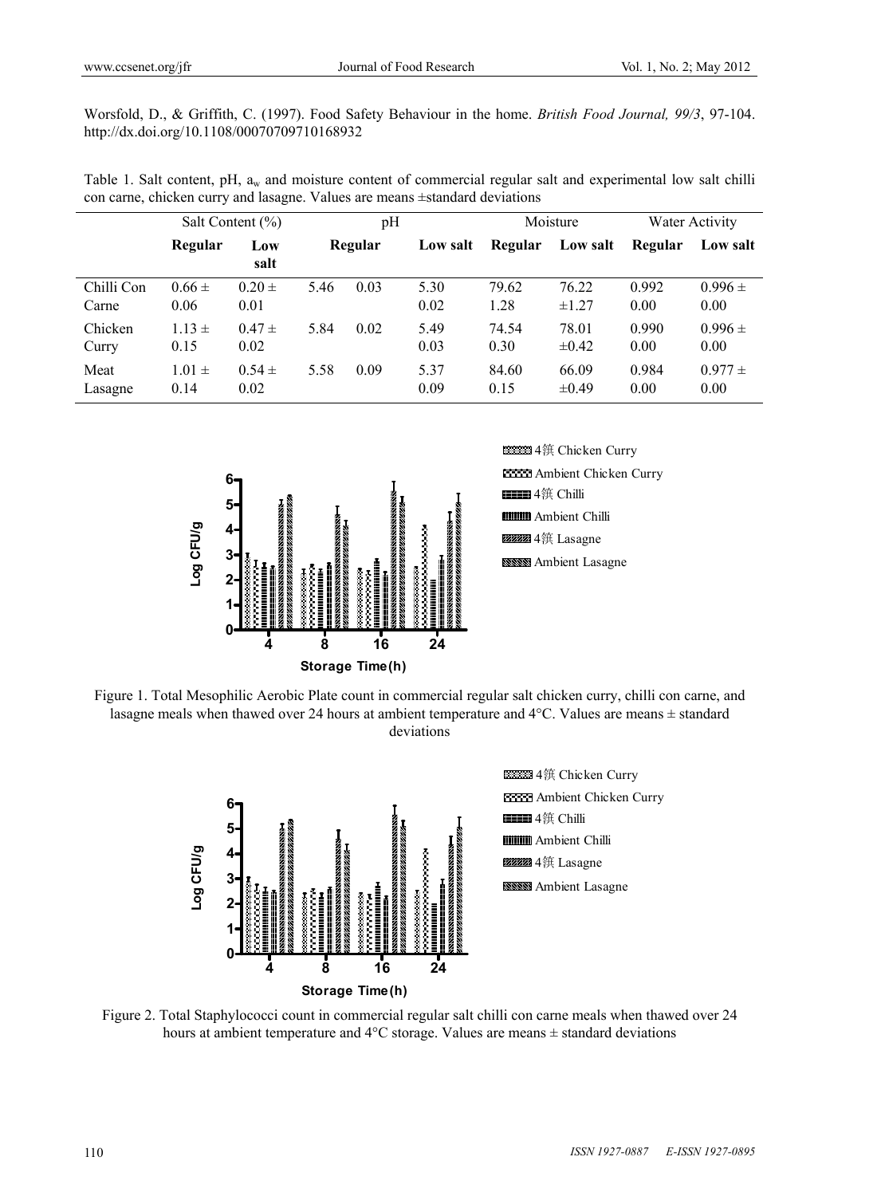Worsfold, D., & Griffith, C. (1997). Food Safety Behaviour in the home. *British Food Journal, 99/3*, 97-104. http://dx.doi.org/10.1108/00070709710168932

Table 1. Salt content, pH, $a_w$ and moisture content of commercial regular salt and experimental low salt chilli con carne, chicken curry and lasagne. Values are means ±standard deviations

| | Salt Content (%) | | pH | | | Moisture | | Water Activity | |
|---|---|---|---|---|---|---|---|---|---|
| | **Regular** | **Low salt** | **Regular** | | **Low salt** | **Regular** | **Low salt** | **Regular** | **Low salt** |
| Chilli Con Carne | 0.66 ± 0.06 | 0.20 ± 0.01 | 5.46 | 0.03 | 5.30 0.02 | 79.62 1.28 | 76.22 ±1.27 | 0.992 0.00 | 0.996 ± 0.00 |
| Chicken Curry | 1.13 ± 0.15 | 0.47 ± 0.02 | 5.84 | 0.02 | 5.49 0.03 | 74.54 0.30 | 78.01 ±0.42 | 0.990 0.00 | 0.996 ± 0.00 |
| Meat Lasagne | 1.01 ± 0.14 | 0.54 ± 0.02 | 5.58 | 0.09 | 5.37 0.09 | 84.60 0.15 | 66.09 ±0.49 | 0.984 0.00 | 0.977 ± 0.00 |

Figure 1. Total Mesophilic Aerobic Plate count in commercial regular salt chicken curry, chilli con carne, and lasagne meals when thawed over 24 hours at ambient temperature and 4°C. Values are means ± standard deviations

Figure 2. Total Staphylococci count in commercial regular salt chilli con carne meals when thawed over 24 hours at ambient temperature and 4°C storage. Values are means ± standard deviations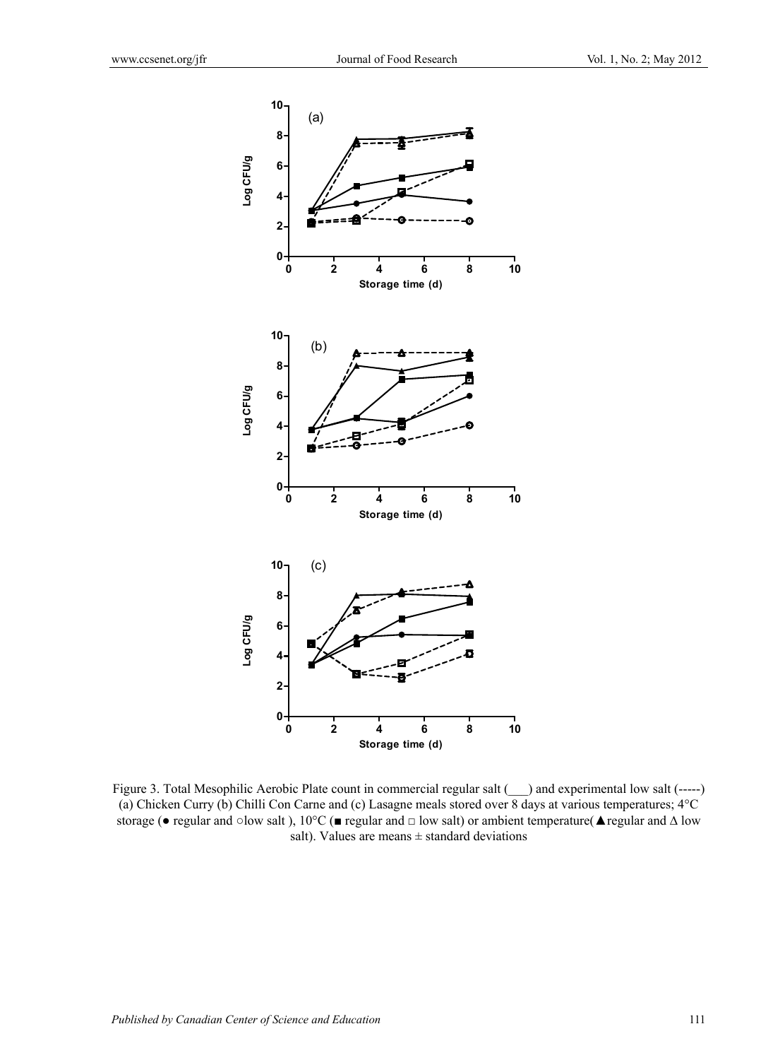Figure 3. Total Mesophilic Aerobic Plate count in commercial regular salt (\_\_\_) and experimental low salt (-----) (a) Chicken Curry (b) Chilli Con Carne and (c) Lasagne meals stored over 8 days at various temperatures; 4°C storage (● regular and ○low salt ), 10°C (■ regular and □ low salt) or ambient temperature(▲regular and Δ low salt). Values are means ± standard deviations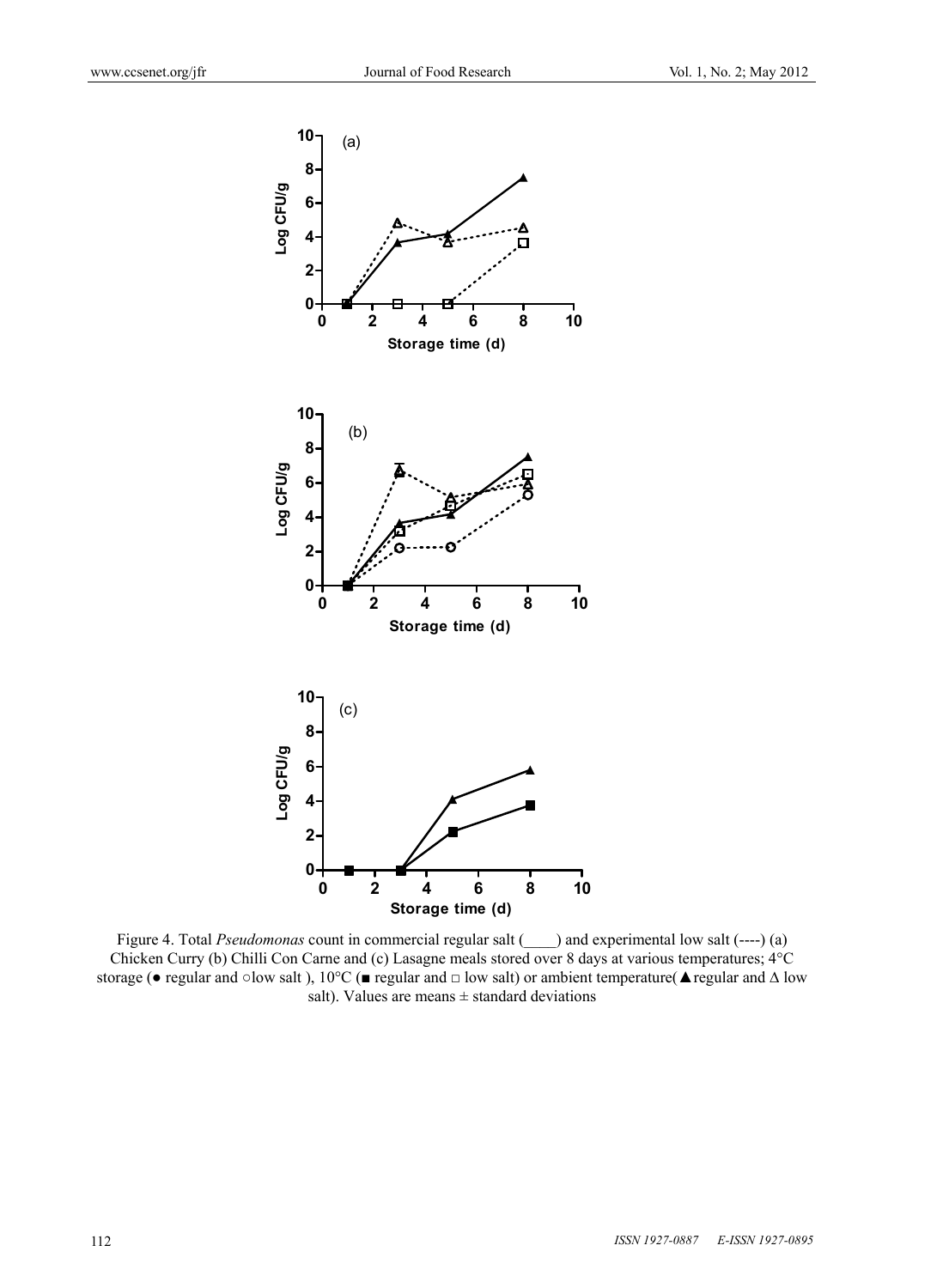(a)

Log CFU/g

0 2 4 6 8 10

Storage time (d)

(b)

Log CFU/g

0 2 4 6 8 10

Storage time (d)

(c)

Log CFU/g

0 2 4 6 8 10

Storage time (d)

Figure 4. Total *Pseudomonas* count in commercial regular salt (____) and experimental low salt (----) (a) Chicken Curry (b) Chilli Con Carne and (c) Lasagne meals stored over 8 days at various temperatures; 4°C storage (● regular and ○low salt ), 10°C (■ regular and □ low salt) or ambient temperature(▲regular and Δ low salt). Values are means ± standard deviations